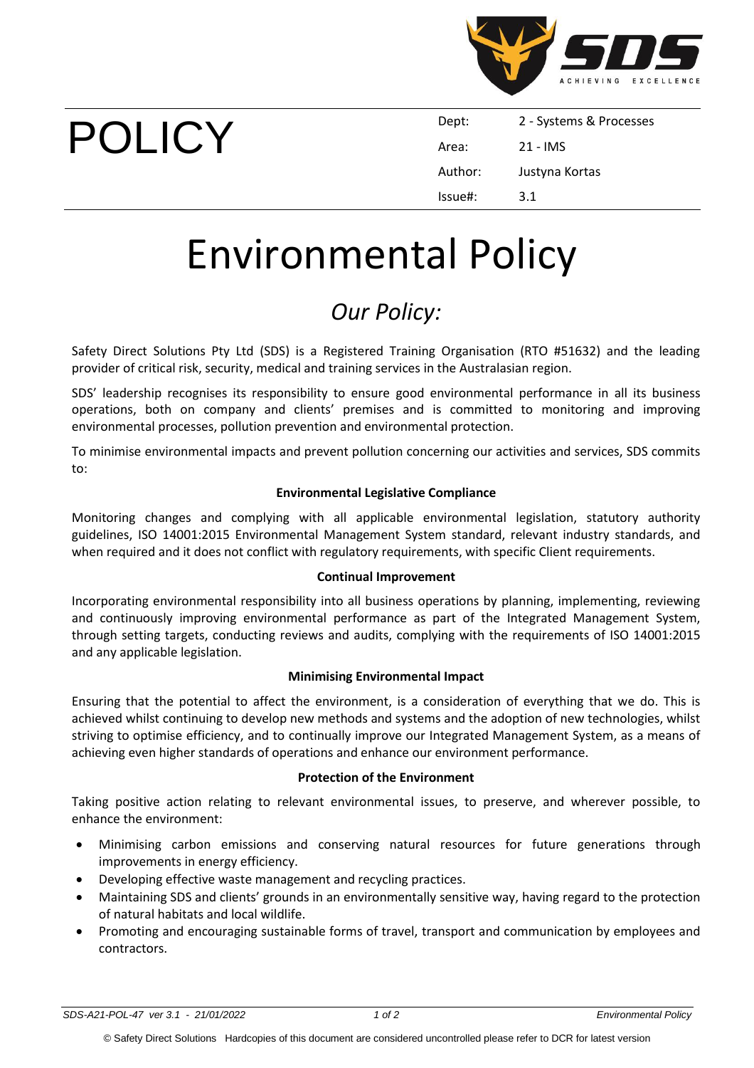# POLICY

| Dept: | 2 - Systems & Processes |
|---|---|
| Area: | 21 - IMS |
| Author: | Justyna Kortas |
| Issue#: | 3.1 |

# Environmental Policy

## *Our Policy:*

Safety Direct Solutions Pty Ltd (SDS) is a Registered Training Organisation (RTO #51632) and the leading provider of critical risk, security, medical and training services in the Australasian region.

SDS' leadership recognises its responsibility to ensure good environmental performance in all its business operations, both on company and clients' premises and is committed to monitoring and improving environmental processes, pollution prevention and environmental protection.

To minimise environmental impacts and prevent pollution concerning our activities and services, SDS commits to:

**Environmental Legislative Compliance**

Monitoring changes and complying with all applicable environmental legislation, statutory authority guidelines, ISO 14001:2015 Environmental Management System standard, relevant industry standards, and when required and it does not conflict with regulatory requirements, with specific Client requirements.

**Continual Improvement**

Incorporating environmental responsibility into all business operations by planning, implementing, reviewing and continuously improving environmental performance as part of the Integrated Management System, through setting targets, conducting reviews and audits, complying with the requirements of ISO 14001:2015 and any applicable legislation.

**Minimising Environmental Impact**

Ensuring that the potential to affect the environment, is a consideration of everything that we do. This is achieved whilst continuing to develop new methods and systems and the adoption of new technologies, whilst striving to optimise efficiency, and to continually improve our Integrated Management System, as a means of achieving even higher standards of operations and enhance our environment performance.

**Protection of the Environment**

Taking positive action relating to relevant environmental issues, to preserve, and wherever possible, to enhance the environment:

- Minimising carbon emissions and conserving natural resources for future generations through improvements in energy efficiency.
- Developing effective waste management and recycling practices.
- Maintaining SDS and clients' grounds in an environmentally sensitive way, having regard to the protection of natural habitats and local wildlife.
- Promoting and encouraging sustainable forms of travel, transport and communication by employees and contractors.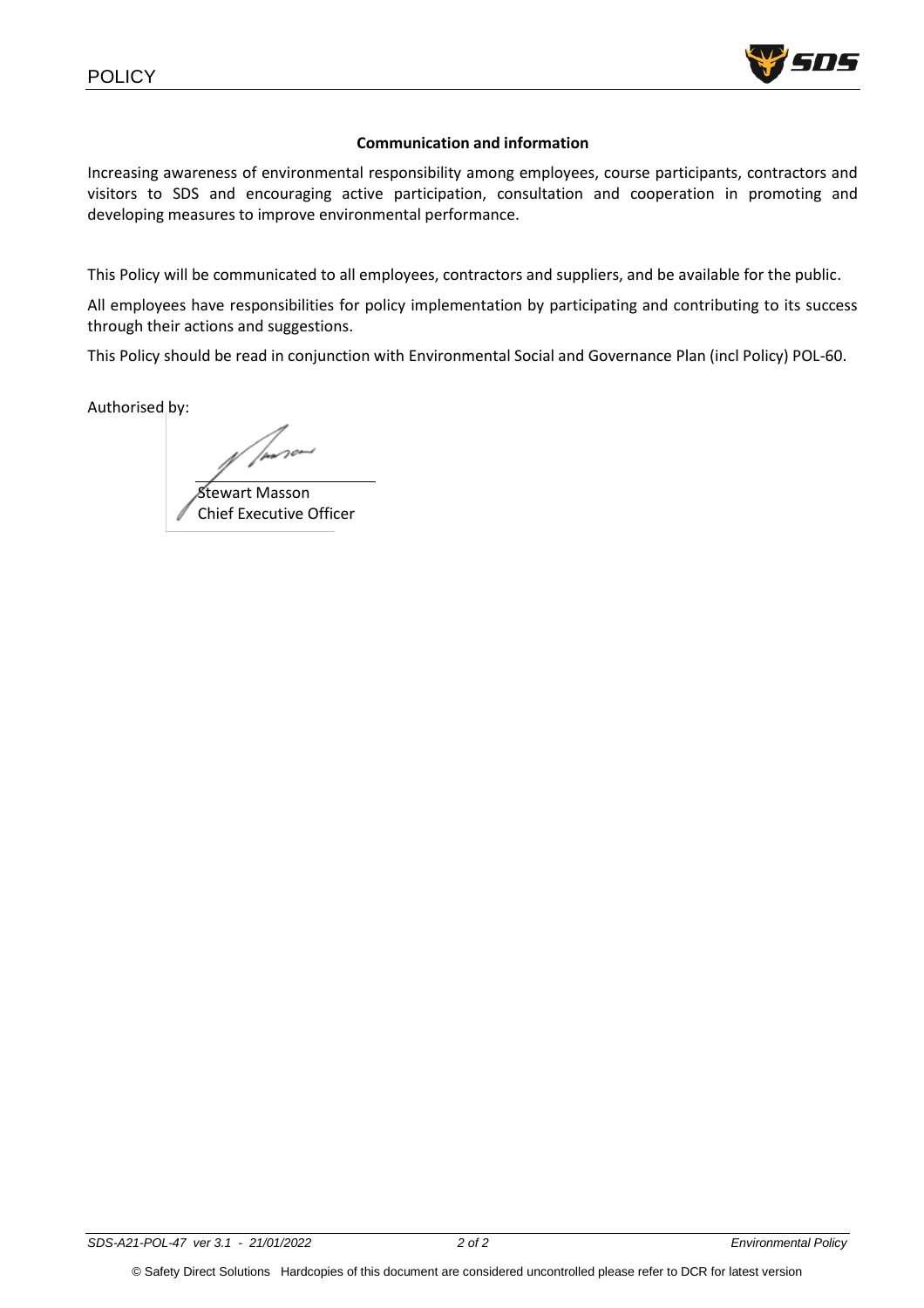**Communication and information**

Increasing awareness of environmental responsibility among employees, course participants, contractors and visitors to SDS and encouraging active participation, consultation and cooperation in promoting and developing measures to improve environmental performance.

This Policy will be communicated to all employees, contractors and suppliers, and be available for the public.

All employees have responsibilities for policy implementation by participating and contributing to its success through their actions and suggestions.

This Policy should be read in conjunction with Environmental Social and Governance Plan (incl Policy) POL-60.

Authorised by:

Stewart Masson
Chief Executive Officer